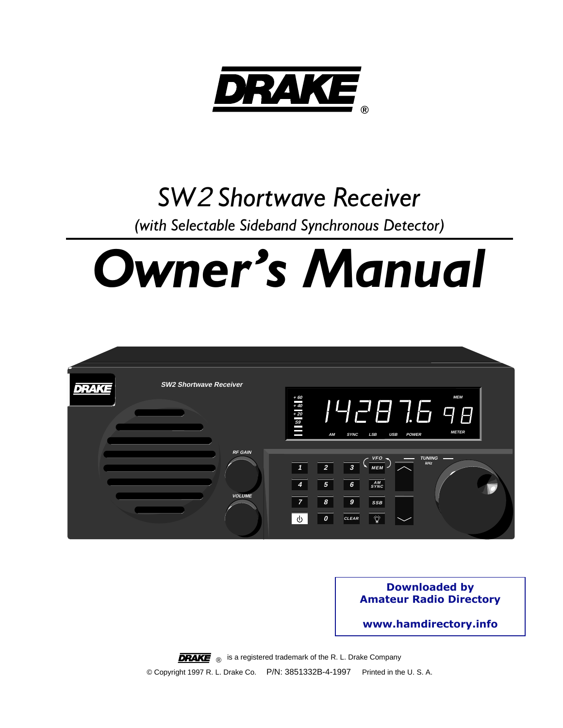# DRAKE®

## SW2 Shortwave Receiver

*(with Selectable Sideband Synchronous Detector)*

# *Owner's Manual*

**Downloaded by**
**Amateur Radio Directory**

**www.hamdirectory.info**

DRAKE ® is a registered trademark of the R. L. Drake Company

© Copyright 1997 R. L. Drake Co. P/N: 3851332B-4-1997 Printed in the U. S. A.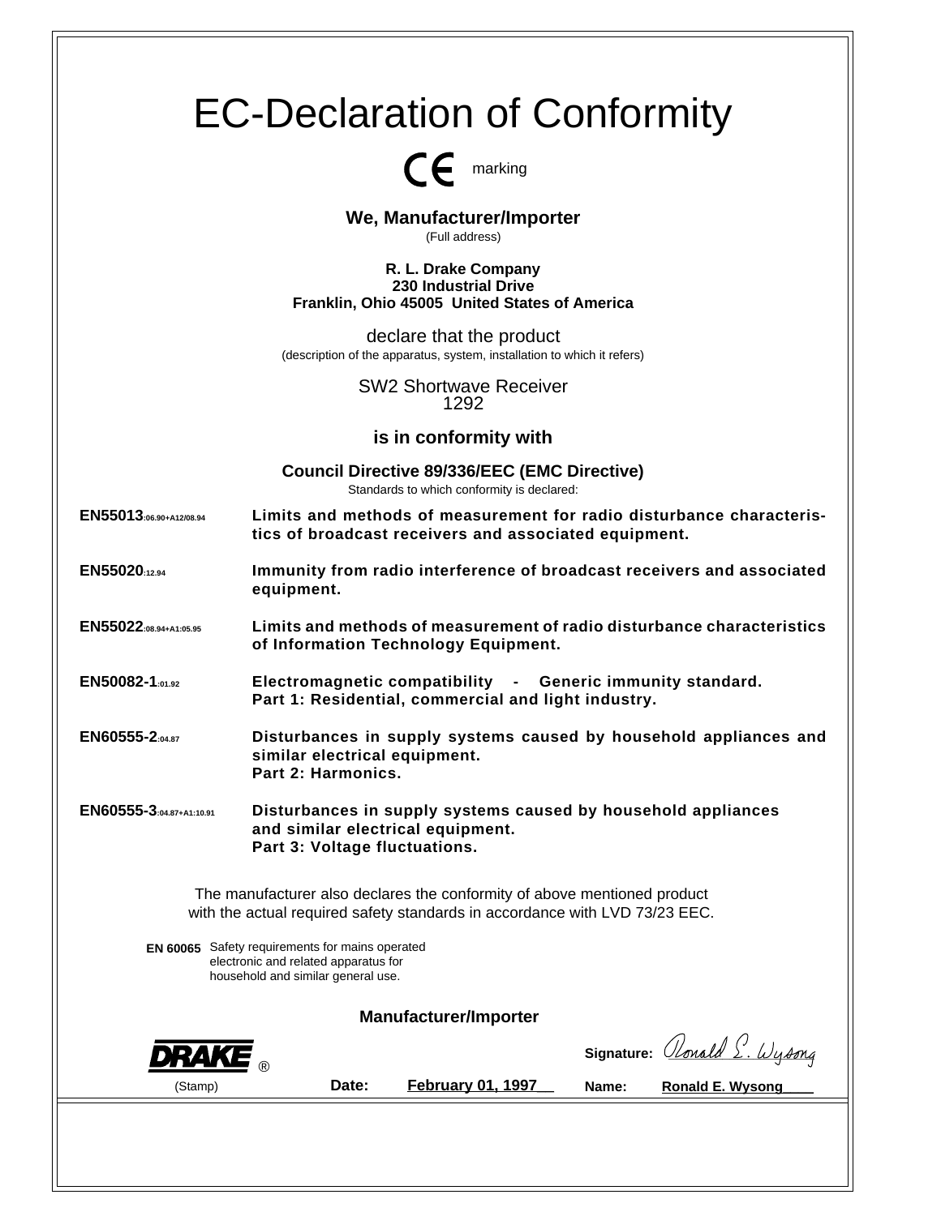# EC-Declaration of Conformity

CE marking

**We, Manufacturer/Importer**
(Full address)

**R. L. Drake Company**
**230 Industrial Drive**
**Franklin, Ohio 45005 United States of America**

declare that the product
(description of the apparatus, system, installation to which it refers)

SW2 Shortwave Receiver
1292

**is in conformity with**

**Council Directive 89/336/EEC (EMC Directive)**
Standards to which conformity is declared:

**EN55013**:06.90+A12/08.94 — **Limits and methods of measurement for radio disturbance characteristics of broadcast receivers and associated equipment.**

**EN55020**:12.94 — **Immunity from radio interference of broadcast receivers and associated equipment.**

**EN55022**:08.94+A1:05.95 — **Limits and methods of measurement of radio disturbance characteristics of Information Technology Equipment.**

**EN50082-1**:01.92 — **Electromagnetic compatibility - Generic immunity standard. Part 1: Residential, commercial and light industry.**

**EN60555-2**:04.87 — **Disturbances in supply systems caused by household appliances and similar electrical equipment. Part 2: Harmonics.**

**EN60555-3**:04.87+A1:10.91 — **Disturbances in supply systems caused by household appliances and similar electrical equipment. Part 3: Voltage fluctuations.**

The manufacturer also declares the conformity of above mentioned product with the actual required safety standards in accordance with LVD 73/23 EEC.

**EN 60065** Safety requirements for mains operated electronic and related apparatus for household and similar general use.

**Manufacturer/Importer**

DRAKE ®
(Stamp)

**Signature:** Ronald E. Wysong

**Date:** February 01, 1997

**Name:** Ronald E. Wysong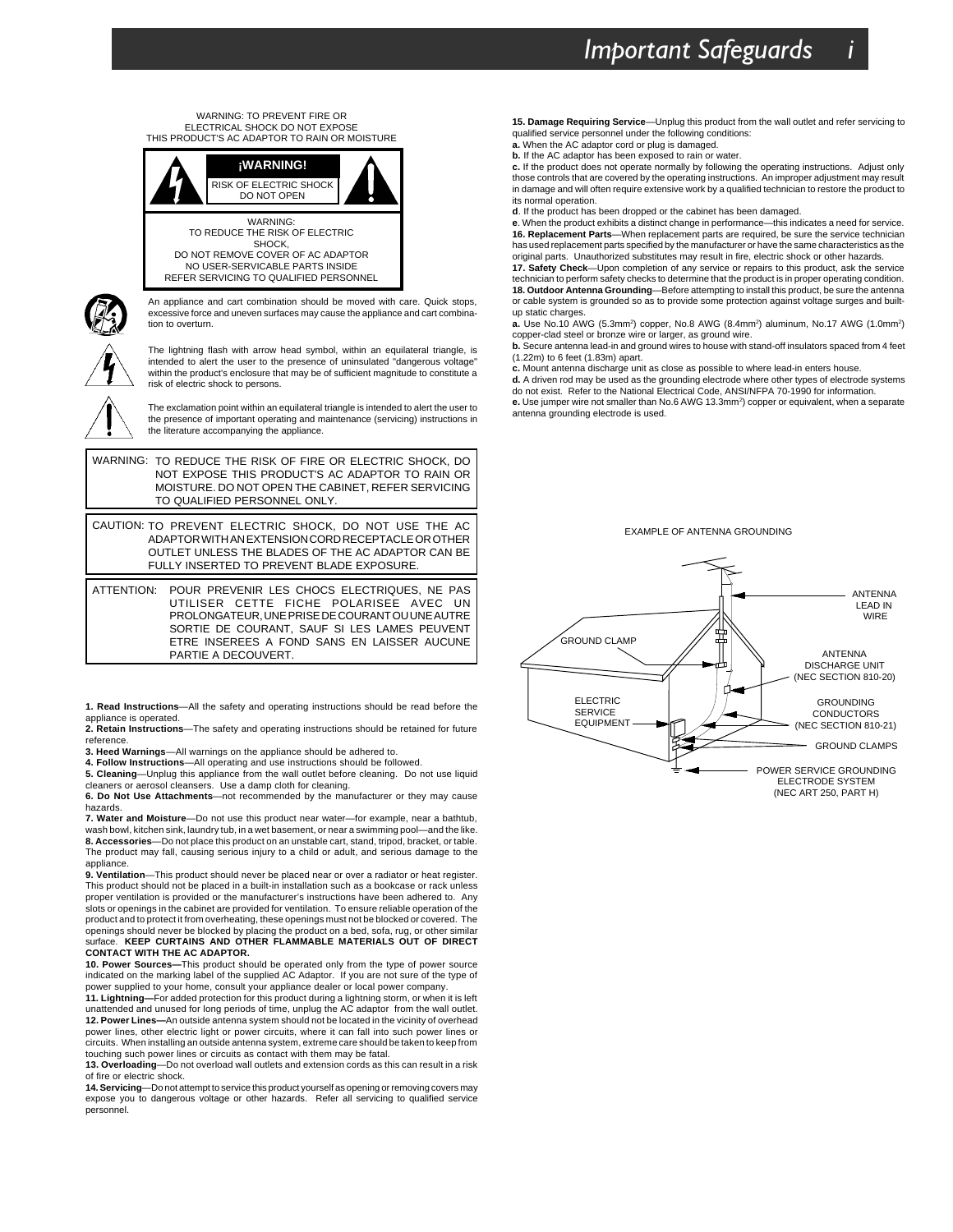# Important Safeguards

WARNING: TO PREVENT FIRE OR ELECTRICAL SHOCK DO NOT EXPOSE THIS PRODUCT'S AC ADAPTOR TO RAIN OR MOISTURE

**¡WARNING!**

RISK OF ELECTRIC SHOCK DO NOT OPEN

WARNING:
TO REDUCE THE RISK OF ELECTRIC SHOCK,
DO NOT REMOVE COVER OF AC ADAPTOR
NO USER-SERVICABLE PARTS INSIDE
REFER SERVICING TO QUALIFIED PERSONNEL

An appliance and cart combination should be moved with care. Quick stops, excessive force and uneven surfaces may cause the appliance and cart combination to overturn.

The lightning flash with arrow head symbol, within an equilateral triangle, is intended to alert the user to the presence of uninsulated "dangerous voltage" within the product's enclosure that may be of sufficient magnitude to constitute a risk of electric shock to persons.

The exclamation point within an equilateral triangle is intended to alert the user to the presence of important operating and maintenance (servicing) instructions in the literature accompanying the appliance.

WARNING: TO REDUCE THE RISK OF FIRE OR ELECTRIC SHOCK, DO NOT EXPOSE THIS PRODUCT'S AC ADAPTOR TO RAIN OR MOISTURE. DO NOT OPEN THE CABINET, REFER SERVICING TO QUALIFIED PERSONNEL ONLY.

CAUTION: TO PREVENT ELECTRIC SHOCK, DO NOT USE THE AC ADAPTOR WITH AN EXTENSION CORD RECEPTACLE OR OTHER OUTLET UNLESS THE BLADES OF THE AC ADAPTOR CAN BE FULLY INSERTED TO PREVENT BLADE EXPOSURE.

ATTENTION: POUR PREVENIR LES CHOCS ELECTRIQUES, NE PAS UTILISER CETTE FICHE POLARISEE AVEC UN PROLONGATEUR, UNE PRISE DE COURANT OU UNE AUTRE SORTIE DE COURANT, SAUF SI LES LAMES PEUVENT ETRE INSEREES A FOND SANS EN LAISSER AUCUNE PARTIE A DECOUVERT.

**1. Read Instructions**—All the safety and operating instructions should be read before the appliance is operated.
**2. Retain Instructions**—The safety and operating instructions should be retained for future reference.
**3. Heed Warnings**—All warnings on the appliance should be adhered to.
**4. Follow Instructions**—All operating and use instructions should be followed.
**5. Cleaning**—Unplug this appliance from the wall outlet before cleaning. Do not use liquid cleaners or aerosol cleansers. Use a damp cloth for cleaning.
**6. Do Not Use Attachments**—not recommended by the manufacturer or they may cause hazards.
**7. Water and Moisture**—Do not use this product near water—for example, near a bathtub, wash bowl, kitchen sink, laundry tub, in a wet basement, or near a swimming pool—and the like.
**8. Accessories**—Do not place this product on an unstable cart, stand, tripod, bracket, or table. The product may fall, causing serious injury to a child or adult, and serious damage to the appliance.
**9. Ventilation**—This product should never be placed near or over a radiator or heat register. This product should not be placed in a built-in installation such as a bookcase or rack unless proper ventilation is provided or the manufacturer's instructions have been adhered to. Any slots or openings in the cabinet are provided for ventilation. To ensure reliable operation of the product and to protect it from overheating, these openings must not be blocked or covered. The openings should never be blocked by placing the product on a bed, sofa, rug, or other similar surface. **KEEP CURTAINS AND OTHER FLAMMABLE MATERIALS OUT OF DIRECT CONTACT WITH THE AC ADAPTOR.**
**10. Power Sources—**This product should be operated only from the type of power source indicated on the marking label of the supplied AC Adaptor. If you are not sure of the type of power supplied to your home, consult your appliance dealer or local power company.
**11. Lightning—**For added protection for this product during a lightning storm, or when it is left unattended and unused for long periods of time, unplug the AC adaptor from the wall outlet.
**12. Power Lines—**An outside antenna system should not be located in the vicinity of overhead power lines, other electric light or power circuits, where it can fall into such power lines or circuits. When installing an outside antenna system, extreme care should be taken to keep from touching such power lines or circuits as contact with them may be fatal.
**13. Overloading**—Do not overload wall outlets and extension cords as this can result in a risk of fire or electric shock.
**14. Servicing**—Do not attempt to service this product yourself as opening or removing covers may expose you to dangerous voltage or other hazards. Refer all servicing to qualified service personnel.
**15. Damage Requiring Service**—Unplug this product from the wall outlet and refer servicing to qualified service personnel under the following conditions:
**a.** When the AC adaptor cord or plug is damaged.
**b.** If the AC adaptor has been exposed to rain or water.
**c.** If the product does not operate normally by following the operating instructions. Adjust only those controls that are covered by the operating instructions. An improper adjustment may result in damage and will often require extensive work by a qualified technician to restore the product to its normal operation.
**d**. If the product has been dropped or the cabinet has been damaged.
**e**. When the product exhibits a distinct change in performance—this indicates a need for service.
**16. Replacement Parts**—When replacement parts are required, be sure the service technician has used replacement parts specified by the manufacturer or have the same characteristics as the original parts. Unauthorized substitutes may result in fire, electric shock or other hazards.
**17. Safety Check**—Upon completion of any service or repairs to this product, ask the service technician to perform safety checks to determine that the product is in proper operating condition.
**18. Outdoor Antenna Grounding**—Before attempting to install this product, be sure the antenna or cable system is grounded so as to provide some protection against voltage surges and built-up static charges.
**a.** Use No.10 AWG (5.3mm$^2$) copper, No.8 AWG (8.4mm$^2$) aluminum, No.17 AWG (1.0mm$^2$) copper-clad steel or bronze wire or larger, as ground wire.
**b.** Secure antenna lead-in and ground wires to house with stand-off insulators spaced from 4 feet (1.22m) to 6 feet (1.83m) apart.
**c.** Mount antenna discharge unit as close as possible to where lead-in enters house.
**d.** A driven rod may be used as the grounding electrode where other types of electrode systems do not exist. Refer to the National Electrical Code, ANSI/NFPA 70-1990 for information.
**e.** Use jumper wire not smaller than No.6 AWG 13.3mm$^2$) copper or equivalent, when a separate antenna grounding electrode is used.

EXAMPLE OF ANTENNA GROUNDING

ANTENNA LEAD IN WIRE
GROUND CLAMP
ANTENNA DISCHARGE UNIT (NEC SECTION 810-20)
ELECTRIC SERVICE EQUIPMENT
GROUNDING CONDUCTORS (NEC SECTION 810-21)
GROUND CLAMPS
POWER SERVICE GROUNDING ELECTRODE SYSTEM (NEC ART 250, PART H)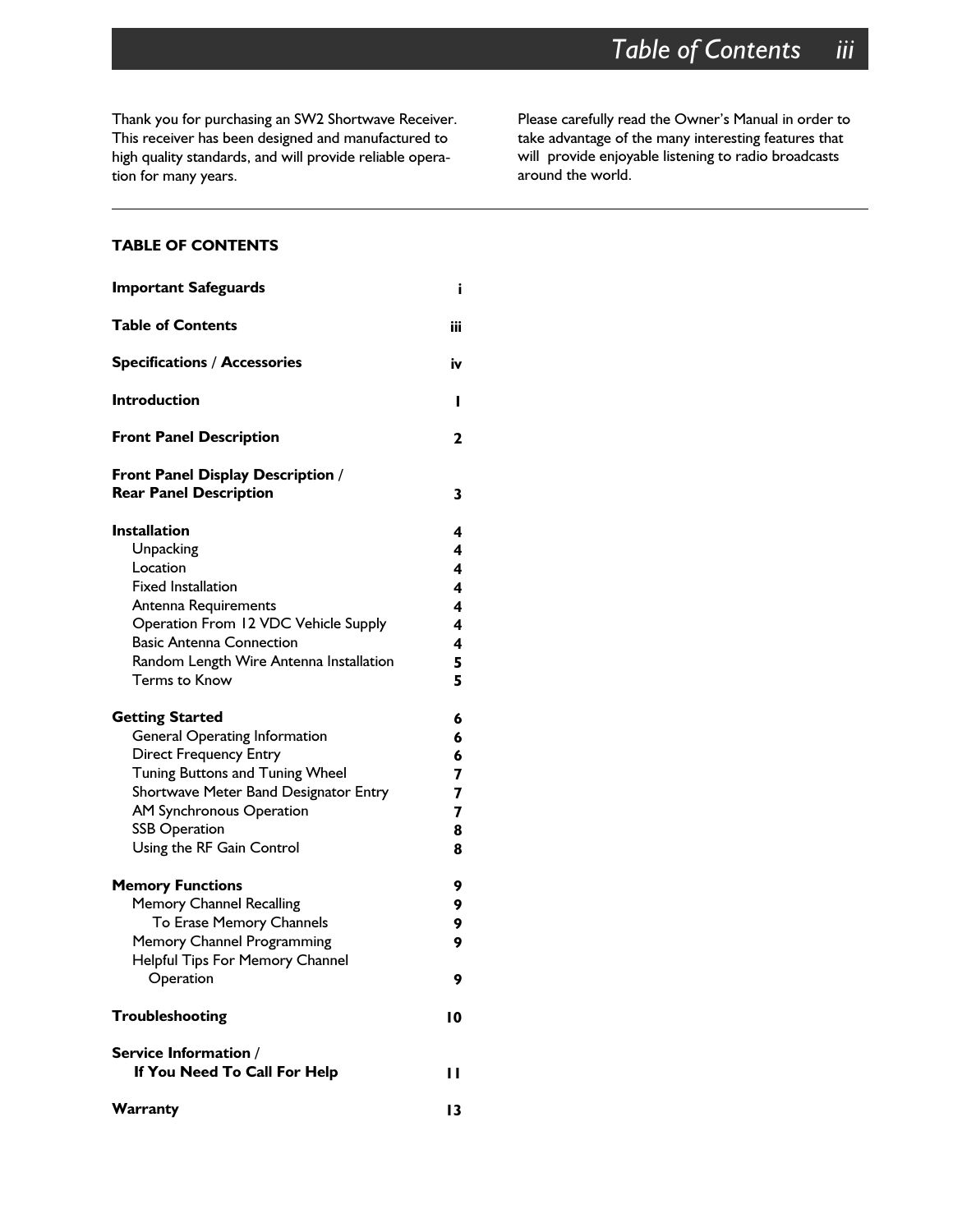Thank you for purchasing an SW2 Shortwave Receiver. This receiver has been designed and manufactured to high quality standards, and will provide reliable operation for many years.

Please carefully read the Owner's Manual in order to take advantage of the many interesting features that will provide enjoyable listening to radio broadcasts around the world.

---

## TABLE OF CONTENTS

| | |
|---|---|
| **Important Safeguards** | **i** |
| **Table of Contents** | **iii** |
| **Specifications / Accessories** | **iv** |
| **Introduction** | **1** |
| **Front Panel Description** | **2** |
| **Front Panel Display Description / Rear Panel Description** | **3** |
| **Installation** | **4** |
| Unpacking | **4** |
| Location | **4** |
| Fixed Installation | **4** |
| Antenna Requirements | **4** |
| Operation From 12 VDC Vehicle Supply | **4** |
| Basic Antenna Connection | **4** |
| Random Length Wire Antenna Installation | **5** |
| Terms to Know | **5** |
| **Getting Started** | **6** |
| General Operating Information | **6** |
| Direct Frequency Entry | **6** |
| Tuning Buttons and Tuning Wheel | **7** |
| Shortwave Meter Band Designator Entry | **7** |
| AM Synchronous Operation | **7** |
| SSB Operation | **8** |
| Using the RF Gain Control | **8** |
| **Memory Functions** | **9** |
| Memory Channel Recalling | **9** |
| To Erase Memory Channels | **9** |
| Memory Channel Programming | **9** |
| Helpful Tips For Memory Channel Operation | **9** |
| **Troubleshooting** | **10** |
| **Service Information / If You Need To Call For Help** | **11** |
| **Warranty** | **13** |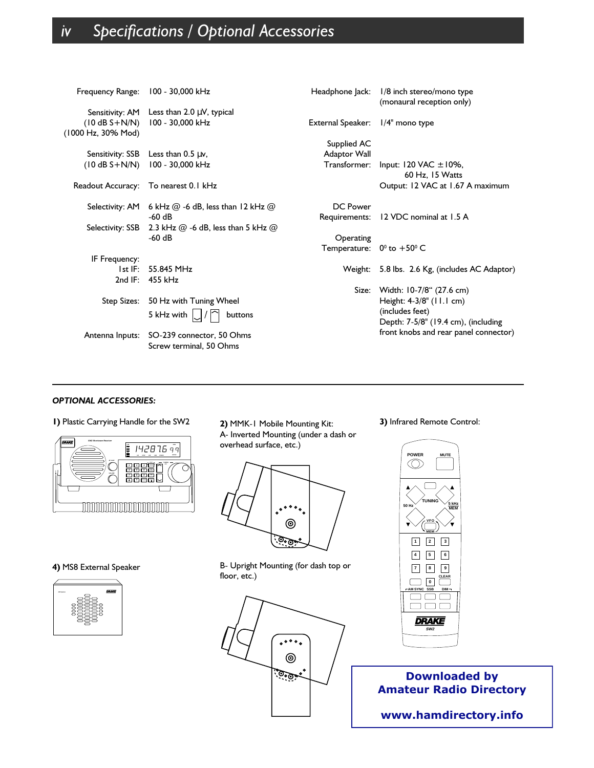# iv Specifications / Optional Accessories

| | |
|---|---|
| Frequency Range: | 100 - 30,000 kHz |
| Sensitivity: AM (10 dB S+N/N) (1000 Hz, 30% Mod) | Less than 2.0 µV, typical 100 - 30,000 kHz |
| Sensitivity: SSB (10 dB S+N/N) | Less than 0.5 µv, 100 - 30,000 kHz |
| Readout Accuracy: | To nearest 0.1 kHz |
| Selectivity: AM | 6 kHz @ -6 dB, less than 12 kHz @ -60 dB |
| Selectivity: SSB | 2.3 kHz @ -6 dB, less than 5 kHz @ -60 dB |
| IF Frequency: 1st IF: | 55.845 MHz |
| 2nd IF: | 455 kHz |
| Step Sizes: | 50 Hz with Tuning Wheel<br>5 kHz with ⌵ / ⌃ buttons |
| Antenna Inputs: | SO-239 connector, 50 Ohms<br>Screw terminal, 50 Ohms |
| Headphone Jack: | 1/8 inch stereo/mono type (monaural reception only) |
| External Speaker: | 1/4" mono type |
| Supplied AC Adaptor Wall Transformer: | Input: 120 VAC ±10%, 60 Hz, 15 Watts<br>Output: 12 VAC at 1.67 A maximum |
| DC Power Requirements: | 12 VDC nominal at 1.5 A |
| Operating Temperature: | $0^0$ to $+50^0$ C |
| Weight: | 5.8 lbs. 2.6 Kg, (includes AC Adaptor) |
| Size: | Width: 10-7/8" (27.6 cm)<br>Height: 4-3/8" (11.1 cm) (includes feet)<br>Depth: 7-5/8" (19.4 cm), (including front knobs and rear panel connector) |

***OPTIONAL ACCESSORIES:***

**1)** Plastic Carrying Handle for the SW2

**2)** MMK-1 Mobile Mounting Kit:
A- Inverted Mounting (under a dash or overhead surface, etc.)

B- Upright Mounting (for dash top or floor, etc.)

**3)** Infrared Remote Control:

**4)** MS8 External Speaker

**Downloaded by Amateur Radio Directory**

**www.hamdirectory.info**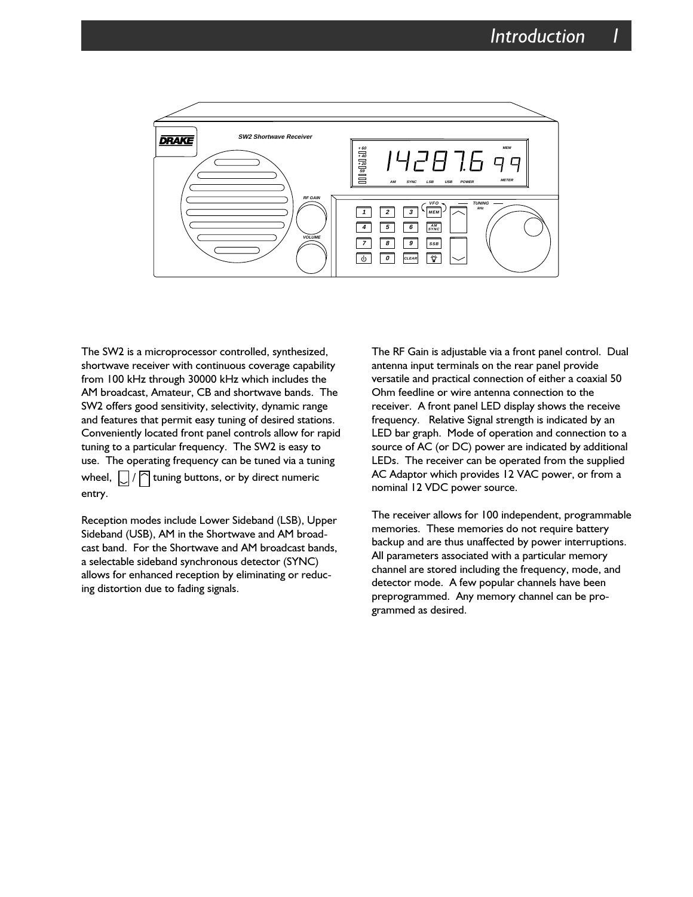The SW2 is a microprocessor controlled, synthesized, shortwave receiver with continuous coverage capability from 100 kHz through 30000 kHz which includes the AM broadcast, Amateur, CB and shortwave bands. The SW2 offers good sensitivity, selectivity, dynamic range and features that permit easy tuning of desired stations. Conveniently located front panel controls allow for rapid tuning to a particular frequency. The SW2 is easy to use. The operating frequency can be tuned via a tuning wheel, ⌵ / ⌃ tuning buttons, or by direct numeric entry.

Reception modes include Lower Sideband (LSB), Upper Sideband (USB), AM in the Shortwave and AM broadcast band. For the Shortwave and AM broadcast bands, a selectable sideband synchronous detector (SYNC) allows for enhanced reception by eliminating or reducing distortion due to fading signals.

The RF Gain is adjustable via a front panel control. Dual antenna input terminals on the rear panel provide versatile and practical connection of either a coaxial 50 Ohm feedline or wire antenna connection to the receiver. A front panel LED display shows the receive frequency. Relative Signal strength is indicated by an LED bar graph. Mode of operation and connection to a source of AC (or DC) power are indicated by additional LEDs. The receiver can be operated from the supplied AC Adaptor which provides 12 VAC power, or from a nominal 12 VDC power source.

The receiver allows for 100 independent, programmable memories. These memories do not require battery backup and are thus unaffected by power interruptions. All parameters associated with a particular memory channel are stored including the frequency, mode, and detector mode. A few popular channels have been preprogrammed. Any memory channel can be programmed as desired.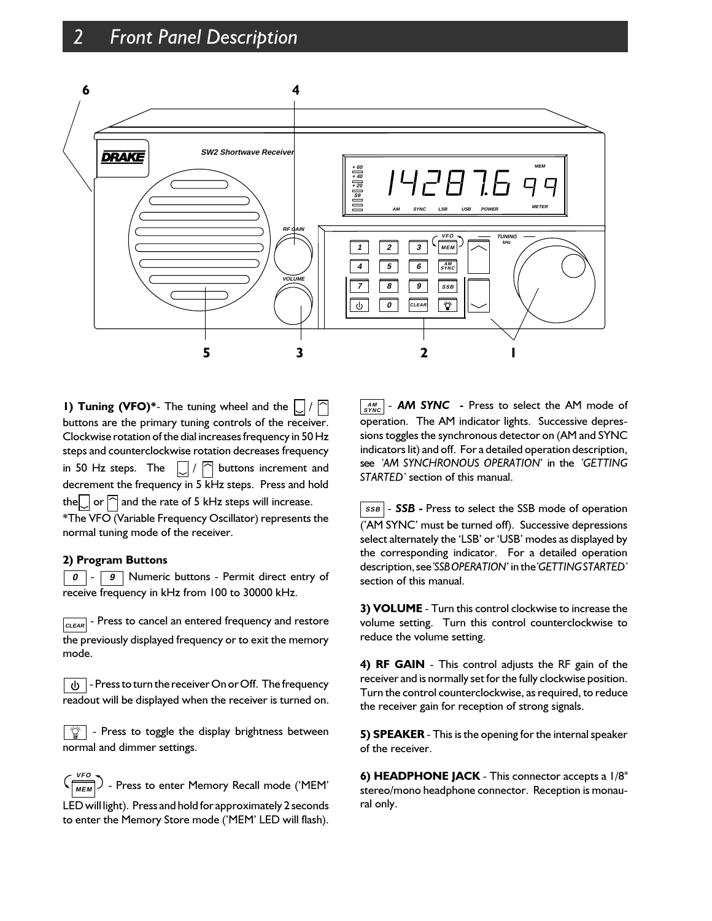# 2 Front Panel Description

**1) Tuning (VFO)***- The tuning wheel and the ﹀ / ︿ buttons are the primary tuning controls of the receiver. Clockwise rotation of the dial increases frequency in 50 Hz steps and counterclockwise rotation decreases frequency in 50 Hz steps. The ﹀ / ︿ buttons increment and decrement the frequency in 5 kHz steps. Press and hold the ﹀ or ︿ and the rate of 5 kHz steps will increase.

*The VFO (Variable Frequency Oscillator) represents the normal tuning mode of the receiver.

**2) Program Buttons**

**0** - **9** Numeric buttons - Permit direct entry of receive frequency in kHz from 100 to 30000 kHz.

**CLEAR** - Press to cancel an entered frequency and restore the previously displayed frequency or to exit the memory mode.

⏻ - Press to turn the receiver On or Off. The frequency readout will be displayed when the receiver is turned on.

💡 - Press to toggle the display brightness between normal and dimmer settings.

**VFO/MEM** - Press to enter Memory Recall mode ('MEM' LED will light). Press and hold for approximately 2 seconds to enter the Memory Store mode ('MEM' LED will flash).

**AM SYNC** - ***AM SYNC*** - Press to select the AM mode of operation. The AM indicator lights. Successive depressions toggles the synchronous detector on (AM and SYNC indicators lit) and off. For a detailed operation description, see *'AM SYNCHRONOUS OPERATION'* in the *'GETTING STARTED'* section of this manual.

**SSB** - ***SSB*** - Press to select the SSB mode of operation ('AM SYNC' must be turned off). Successive depressions select alternately the 'LSB' or 'USB' modes as displayed by the corresponding indicator. For a detailed operation description, see *'SSB OPERATION'* in the *'GETTING STARTED'* section of this manual.

**3) VOLUME** - Turn this control clockwise to increase the volume setting. Turn this control counterclockwise to reduce the volume setting.

**4) RF GAIN** - This control adjusts the RF gain of the receiver and is normally set for the fully clockwise position. Turn the control counterclockwise, as required, to reduce the receiver gain for reception of strong signals.

**5) SPEAKER** - This is the opening for the internal speaker of the receiver.

**6) HEADPHONE JACK** - This connector accepts a 1/8" stereo/mono headphone connector. Reception is monaural only.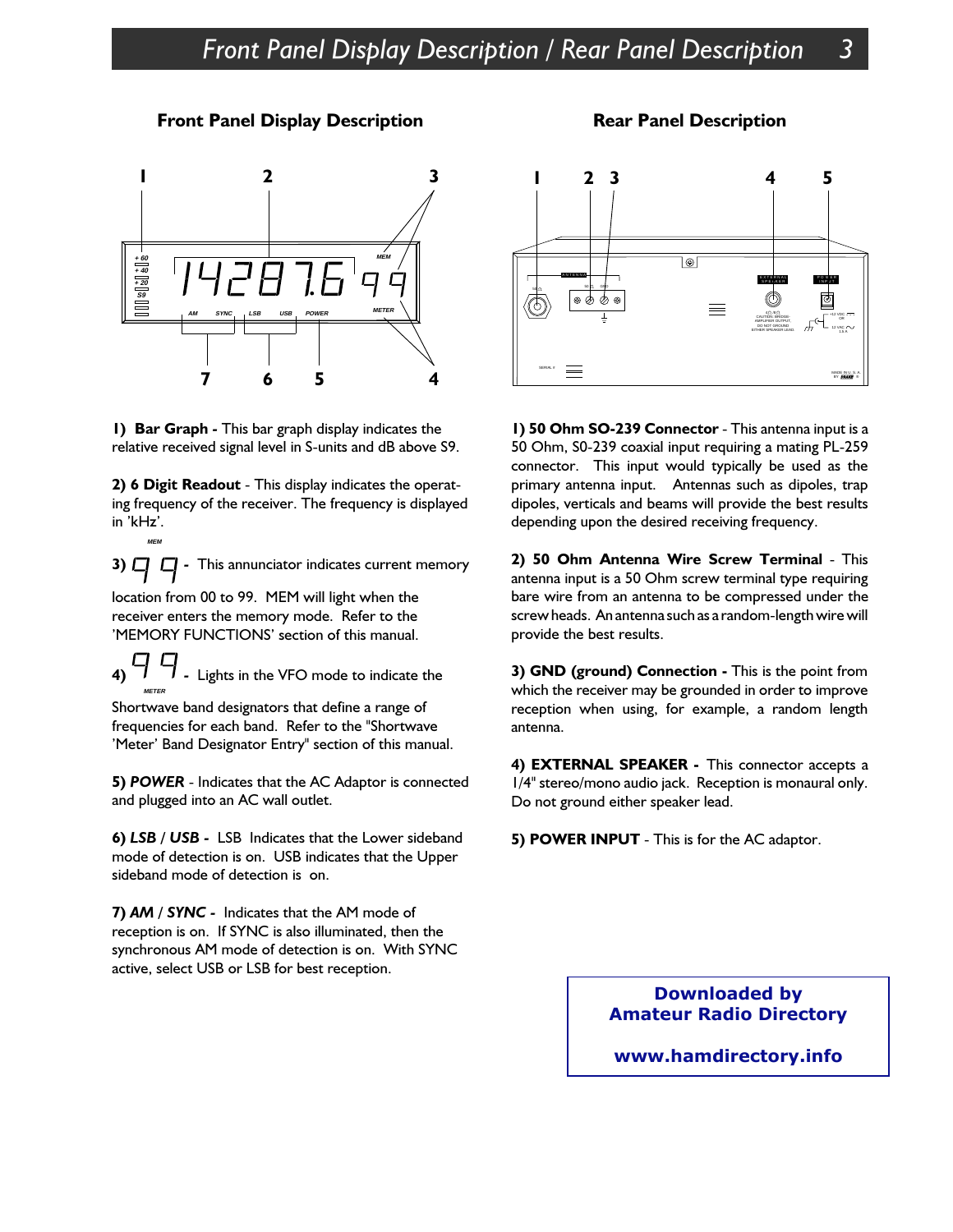## Front Panel Display Description

**1) Bar Graph -** This bar graph display indicates the relative received signal level in S-units and dB above S9.

**2) 6 Digit Readout** - This display indicates the operating frequency of the receiver. The frequency is displayed in 'kHz'.

**3)** MEM 99 **-** This annunciator indicates current memory location from 00 to 99. MEM will light when the receiver enters the memory mode. Refer to the 'MEMORY FUNCTIONS' section of this manual.

**4)** 99 METER **-** Lights in the VFO mode to indicate the Shortwave band designators that define a range of frequencies for each band. Refer to the "Shortwave 'Meter' Band Designator Entry" section of this manual.

**5) *POWER*** - Indicates that the AC Adaptor is connected and plugged into an AC wall outlet.

**6) *LSB* / *USB* -** LSB Indicates that the Lower sideband mode of detection is on. USB indicates that the Upper sideband mode of detection is on.

**7) *AM* / *SYNC* -** Indicates that the AM mode of reception is on. If SYNC is also illuminated, then the synchronous AM mode of detection is on. With SYNC active, select USB or LSB for best reception.

## Rear Panel Description

**1) 50 Ohm SO-239 Connector** - This antenna input is a 50 Ohm, S0-239 coaxial input requiring a mating PL-259 connector. This input would typically be used as the primary antenna input. Antennas such as dipoles, trap dipoles, verticals and beams will provide the best results depending upon the desired receiving frequency.

**2) 50 Ohm Antenna Wire Screw Terminal** - This antenna input is a 50 Ohm screw terminal type requiring bare wire from an antenna to be compressed under the screw heads. An antenna such as a random-length wire will provide the best results.

**3) GND (ground) Connection -** This is the point from which the receiver may be grounded in order to improve reception when using, for example, a random length antenna.

**4) EXTERNAL SPEAKER -** This connector accepts a 1/4" stereo/mono audio jack. Reception is monaural only. Do not ground either speaker lead.

**5) POWER INPUT** - This is for the AC adaptor.

**Downloaded by Amateur Radio Directory**

**www.hamdirectory.info**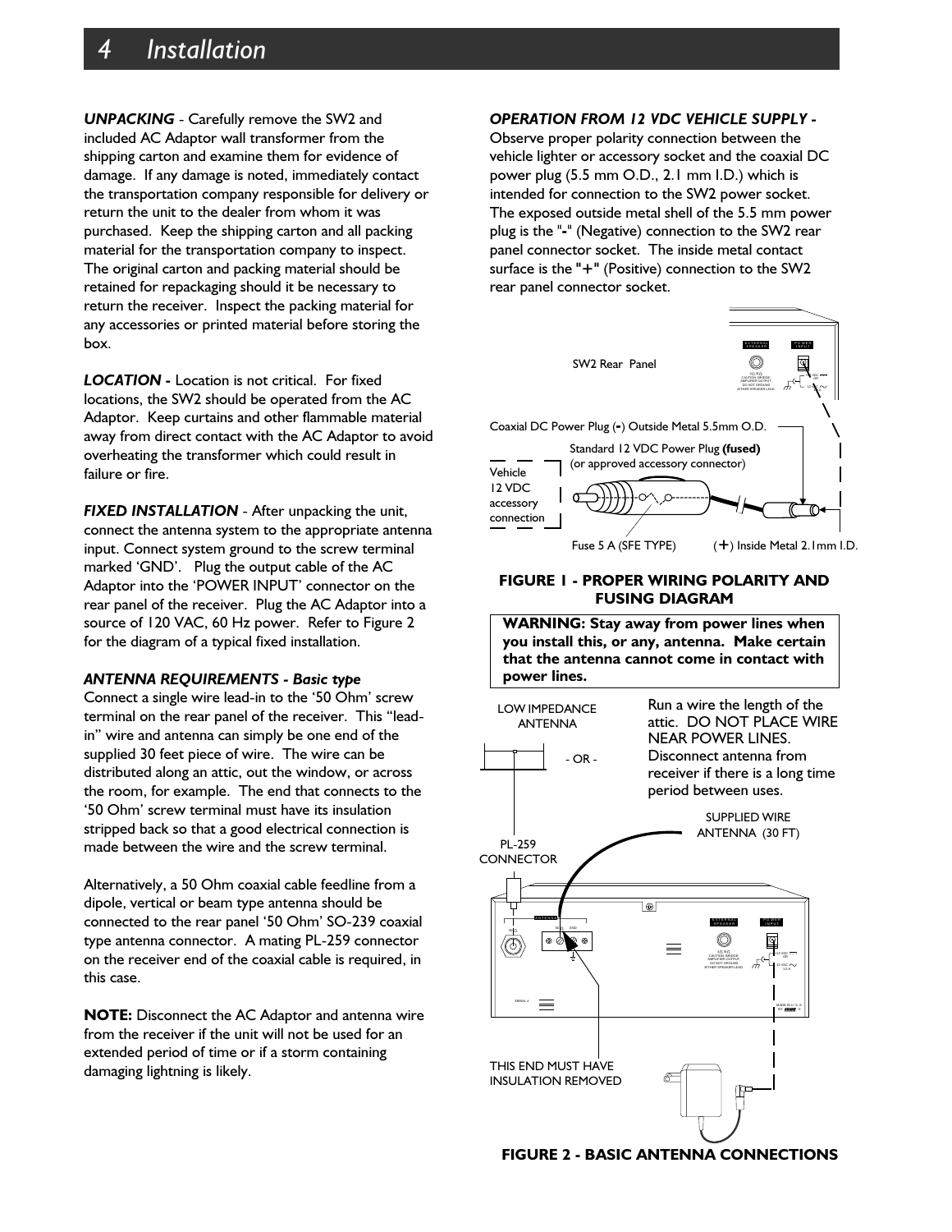# 4 Installation

***UNPACKING*** - Carefully remove the SW2 and included AC Adaptor wall transformer from the shipping carton and examine them for evidence of damage. If any damage is noted, immediately contact the transportation company responsible for delivery or return the unit to the dealer from whom it was purchased. Keep the shipping carton and all packing material for the transportation company to inspect. The original carton and packing material should be retained for repackaging should it be necessary to return the receiver. Inspect the packing material for any accessories or printed material before storing the box.

***LOCATION -*** Location is not critical. For fixed locations, the SW2 should be operated from the AC Adaptor. Keep curtains and other flammable material away from direct contact with the AC Adaptor to avoid overheating the transformer which could result in failure or fire.

***FIXED INSTALLATION*** - After unpacking the unit, connect the antenna system to the appropriate antenna input. Connect system ground to the screw terminal marked 'GND'. Plug the output cable of the AC Adaptor into the 'POWER INPUT' connector on the rear panel of the receiver. Plug the AC Adaptor into a source of 120 VAC, 60 Hz power. Refer to Figure 2 for the diagram of a typical fixed installation.

***ANTENNA REQUIREMENTS - Basic type***
Connect a single wire lead-in to the '50 Ohm' screw terminal on the rear panel of the receiver. This "lead-in" wire and antenna can simply be one end of the supplied 30 feet piece of wire. The wire can be distributed along an attic, out the window, or across the room, for example. The end that connects to the '50 Ohm' screw terminal must have its insulation stripped back so that a good electrical connection is made between the wire and the screw terminal.

Alternatively, a 50 Ohm coaxial cable feedline from a dipole, vertical or beam type antenna should be connected to the rear panel '50 Ohm' SO-239 coaxial type antenna connector. A mating PL-259 connector on the receiver end of the coaxial cable is required, in this case.

**NOTE:** Disconnect the AC Adaptor and antenna wire from the receiver if the unit will not be used for an extended period of time or if a storm containing damaging lightning is likely.

***OPERATION FROM 12 VDC VEHICLE SUPPLY -*** Observe proper polarity connection between the vehicle lighter or accessory socket and the coaxial DC power plug (5.5 mm O.D., 2.1 mm I.D.) which is intended for connection to the SW2 power socket. The exposed outside metal shell of the 5.5 mm power plug is the "-" (Negative) connection to the SW2 rear panel connector socket. The inside metal contact surface is the "+" (Positive) connection to the SW2 rear panel connector socket.

SW2 Rear Panel

Coaxial DC Power Plug (-) Outside Metal 5.5mm O.D.

Standard 12 VDC Power Plug **(fused)** (or approved accessory connector)

Vehicle 12 VDC accessory connection

Fuse 5 A (SFE TYPE)

(+) Inside Metal 2.1mm I.D.

**FIGURE 1 - PROPER WIRING POLARITY AND FUSING DIAGRAM**

**WARNING: Stay away from power lines when you install this, or any, antenna. Make certain that the antenna cannot come in contact with power lines.**

LOW IMPEDANCE ANTENNA

- OR -

Run a wire the length of the attic. DO NOT PLACE WIRE NEAR POWER LINES. Disconnect antenna from receiver if there is a long time period between uses.

SUPPLIED WIRE ANTENNA (30 FT)

PL-259 CONNECTOR

THIS END MUST HAVE INSULATION REMOVED

**FIGURE 2 - BASIC ANTENNA CONNECTIONS**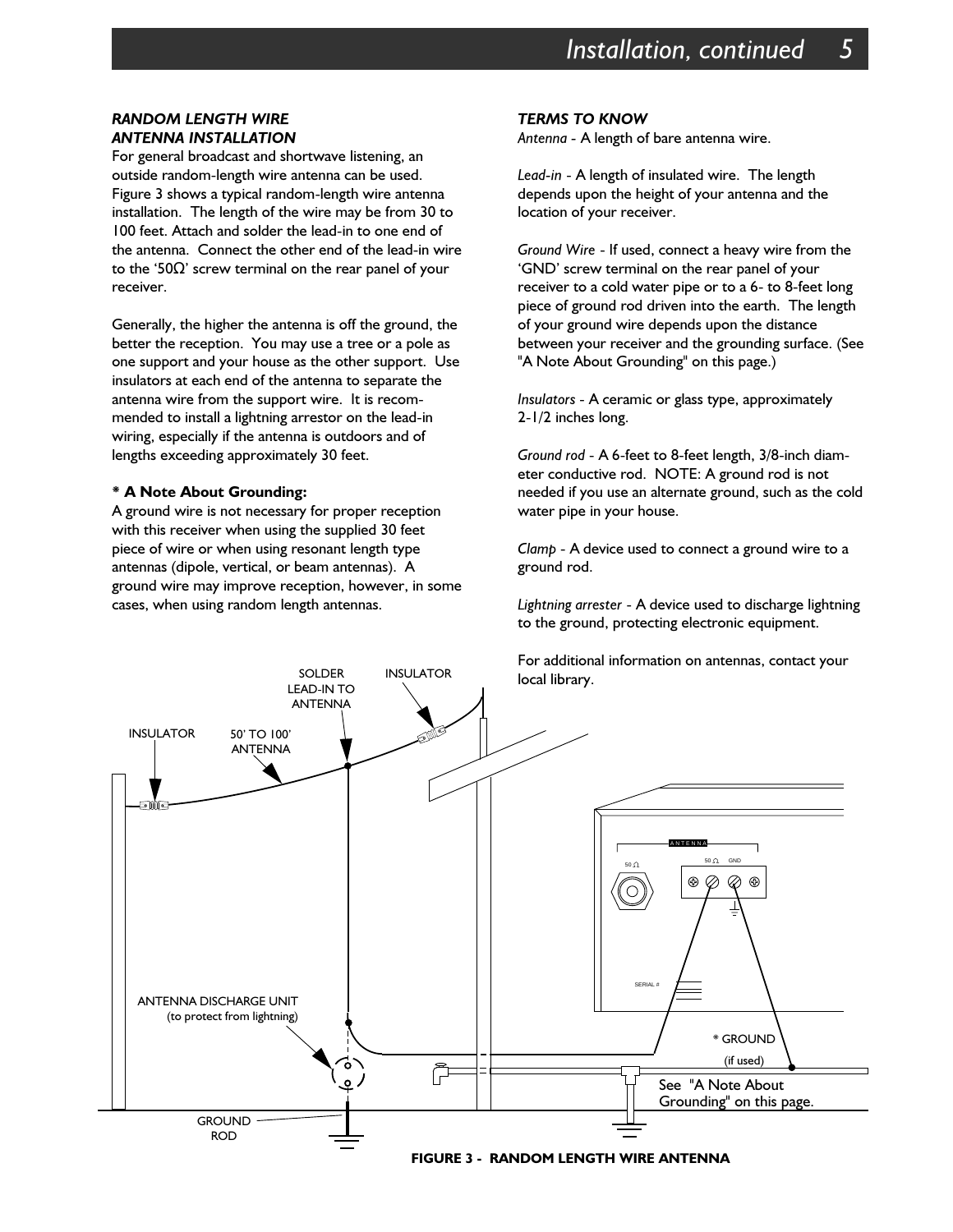### *RANDOM LENGTH WIRE ANTENNA INSTALLATION*

For general broadcast and shortwave listening, an outside random-length wire antenna can be used. Figure 3 shows a typical random-length wire antenna installation. The length of the wire may be from 30 to 100 feet. Attach and solder the lead-in to one end of the antenna. Connect the other end of the lead-in wire to the '50Ω' screw terminal on the rear panel of your receiver.

Generally, the higher the antenna is off the ground, the better the reception. You may use a tree or a pole as one support and your house as the other support. Use insulators at each end of the antenna to separate the antenna wire from the support wire. It is recommended to install a lightning arrestor on the lead-in wiring, especially if the antenna is outdoors and of lengths exceeding approximately 30 feet.

**\* A Note About Grounding:**

A ground wire is not necessary for proper reception with this receiver when using the supplied 30 feet piece of wire or when using resonant length type antennas (dipole, vertical, or beam antennas). A ground wire may improve reception, however, in some cases, when using random length antennas.

### *TERMS TO KNOW*

*Antenna* - A length of bare antenna wire.

*Lead-in* - A length of insulated wire. The length depends upon the height of your antenna and the location of your receiver.

*Ground Wire* - If used, connect a heavy wire from the 'GND' screw terminal on the rear panel of your receiver to a cold water pipe or to a 6- to 8-feet long piece of ground rod driven into the earth. The length of your ground wire depends upon the distance between your receiver and the grounding surface. (See "A Note About Grounding" on this page.)

*Insulators* - A ceramic or glass type, approximately 2-1/2 inches long.

*Ground rod* - A 6-feet to 8-feet length, 3/8-inch diameter conductive rod. NOTE: A ground rod is not needed if you use an alternate ground, such as the cold water pipe in your house.

*Clamp* - A device used to connect a ground wire to a ground rod.

*Lightning arrester* - A device used to discharge lightning to the ground, protecting electronic equipment.

For additional information on antennas, contact your local library.

INSULATOR

50' TO 100' ANTENNA

SOLDER LEAD-IN TO ANTENNA

INSULATOR

ANTENNA

50 Ω

50 Ω GND

SERIAL #

ANTENNA DISCHARGE UNIT (to protect from lightning)

\* GROUND (if used)

See "A Note About Grounding" on this page.

GROUND ROD

**FIGURE 3 - RANDOM LENGTH WIRE ANTENNA**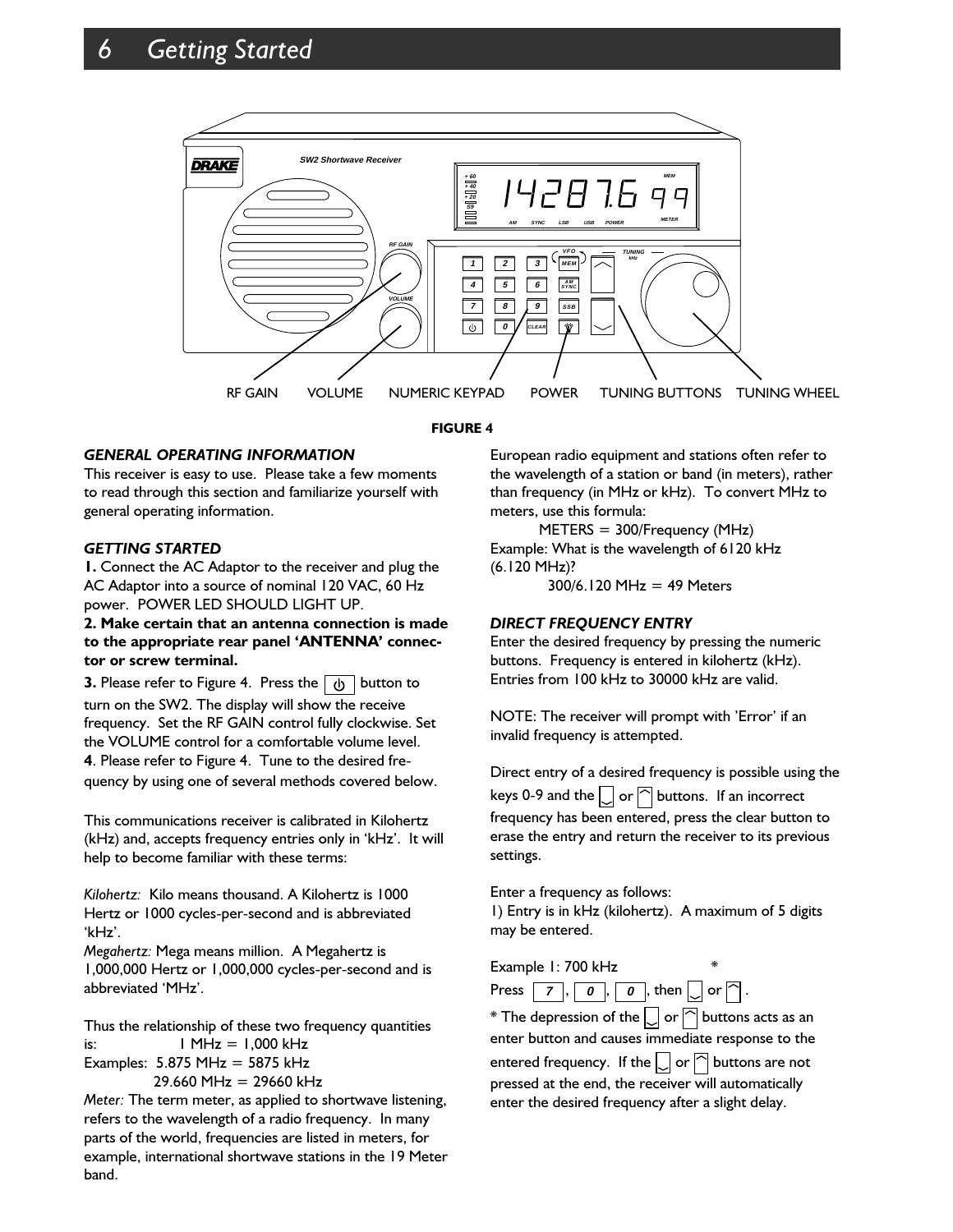# 6 Getting Started

RF GAIN VOLUME NUMERIC KEYPAD POWER TUNING BUTTONS TUNING WHEEL

**FIGURE 4**

### *GENERAL OPERATING INFORMATION*

This receiver is easy to use. Please take a few moments to read through this section and familiarize yourself with general operating information.

### *GETTING STARTED*

**1.** Connect the AC Adaptor to the receiver and plug the AC Adaptor into a source of nominal 120 VAC, 60 Hz power. POWER LED SHOULD LIGHT UP.

**2. Make certain that an antenna connection is made to the appropriate rear panel 'ANTENNA' connector or screw terminal.**

**3.** Please refer to Figure 4. Press the [⏻] button to turn on the SW2. The display will show the receive frequency. Set the RF GAIN control fully clockwise. Set the VOLUME control for a comfortable volume level.

**4**. Please refer to Figure 4. Tune to the desired frequency by using one of several methods covered below.

This communications receiver is calibrated in Kilohertz (kHz) and, accepts frequency entries only in 'kHz'. It will help to become familiar with these terms:

*Kilohertz:* Kilo means thousand. A Kilohertz is 1000 Hertz or 1000 cycles-per-second and is abbreviated 'kHz'.

*Megahertz:* Mega means million. A Megahertz is 1,000,000 Hertz or 1,000,000 cycles-per-second and is abbreviated 'MHz'.

Thus the relationship of these two frequency quantities is: 1 MHz = 1,000 kHz

Examples: 5.875 MHz = 5875 kHz
29.660 MHz = 29660 kHz

*Meter:* The term meter, as applied to shortwave listening, refers to the wavelength of a radio frequency. In many parts of the world, frequencies are listed in meters, for example, international shortwave stations in the 19 Meter band.

European radio equipment and stations often refer to the wavelength of a station or band (in meters), rather than frequency (in MHz or kHz). To convert MHz to meters, use this formula:

METERS = 300/Frequency (MHz)

Example: What is the wavelength of 6120 kHz (6.120 MHz)?

300/6.120 MHz = 49 Meters

### *DIRECT FREQUENCY ENTRY*

Enter the desired frequency by pressing the numeric buttons. Frequency is entered in kilohertz (kHz). Entries from 100 kHz to 30000 kHz are valid.

NOTE: The receiver will prompt with 'Error' if an invalid frequency is attempted.

Direct entry of a desired frequency is possible using the keys 0-9 and the [﹀] or [︿] buttons. If an incorrect frequency has been entered, press the clear button to erase the entry and return the receiver to its previous settings.

Enter a frequency as follows:

1) Entry is in kHz (kilohertz). A maximum of 5 digits may be entered.

Example 1: 700 kHz *

Press [7], [0], [0], then [﹀] or [︿].

* The depression of the [﹀] or [︿] buttons acts as an enter button and causes immediate response to the entered frequency. If the [﹀] or [︿] buttons are not pressed at the end, the receiver will automatically enter the desired frequency after a slight delay.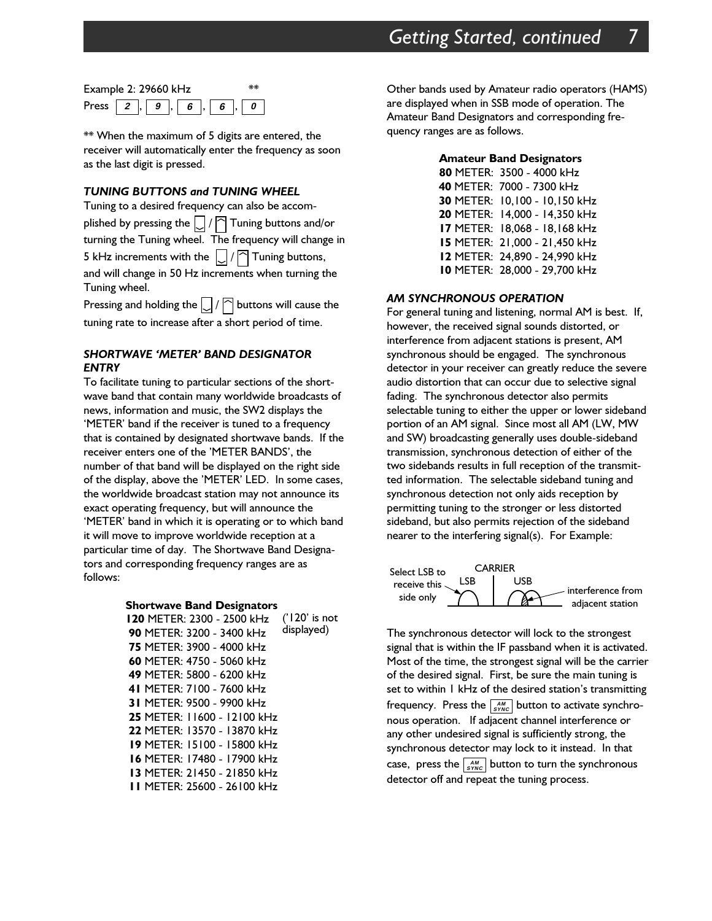Example 2: 29660 kHz **

Press 2 , 9 , 6 , 6 , 0

** When the maximum of 5 digits are entered, the receiver will automatically enter the frequency as soon as the last digit is pressed.

### *TUNING BUTTONS and TUNING WHEEL*

Tuning to a desired frequency can also be accomplished by pressing the ⌄ / ⌃ Tuning buttons and/or turning the Tuning wheel. The frequency will change in 5 kHz increments with the ⌄ / ⌃ Tuning buttons, and will change in 50 Hz increments when turning the Tuning wheel.

Pressing and holding the ⌄ / ⌃ buttons will cause the tuning rate to increase after a short period of time.

### *SHORTWAVE 'METER' BAND DESIGNATOR ENTRY*

To facilitate tuning to particular sections of the shortwave band that contain many worldwide broadcasts of news, information and music, the SW2 displays the 'METER' band if the receiver is tuned to a frequency that is contained by designated shortwave bands. If the receiver enters one of the 'METER BANDS', the number of that band will be displayed on the right side of the display, above the 'METER' LED. In some cases, the worldwide broadcast station may not announce its exact operating frequency, but will announce the 'METER' band in which it is operating or to which band it will move to improve worldwide reception at a particular time of day. The Shortwave Band Designators and corresponding frequency ranges are as follows:

**Shortwave Band Designators**

**120** METER: 2300 - 2500 kHz ('120' is not displayed)
**90** METER: 3200 - 3400 kHz
**75** METER: 3900 - 4000 kHz
**60** METER: 4750 - 5060 kHz
**49** METER: 5800 - 6200 kHz
**41** METER: 7100 - 7600 kHz
**31** METER: 9500 - 9900 kHz
**25** METER: 11600 - 12100 kHz
**22** METER: 13570 - 13870 kHz
**19** METER: 15100 - 15800 kHz
**16** METER: 17480 - 17900 kHz
**13** METER: 21450 - 21850 kHz
**11** METER: 25600 - 26100 kHz

Other bands used by Amateur radio operators (HAMS) are displayed when in SSB mode of operation. The Amateur Band Designators and corresponding frequency ranges are as follows.

**Amateur Band Designators**

**80** METER: 3500 - 4000 kHz
**40** METER: 7000 - 7300 kHz
**30** METER: 10,100 - 10,150 kHz
**20** METER: 14,000 - 14,350 kHz
**17** METER: 18,068 - 18,168 kHz
**15** METER: 21,000 - 21,450 kHz
**12** METER: 24,890 - 24,990 kHz
**10** METER: 28,000 - 29,700 kHz

### *AM SYNCHRONOUS OPERATION*

For general tuning and listening, normal AM is best. If, however, the received signal sounds distorted, or interference from adjacent stations is present, AM synchronous should be engaged. The synchronous detector in your receiver can greatly reduce the severe audio distortion that can occur due to selective signal fading. The synchronous detector also permits selectable tuning to either the upper or lower sideband portion of an AM signal. Since most all AM (LW, MW and SW) broadcasting generally uses double-sideband transmission, synchronous detection of either of the two sidebands results in full reception of the transmitted information. The selectable sideband tuning and synchronous detection not only aids reception by permitting tuning to the stronger or less distorted sideband, but also permits rejection of the sideband nearer to the interfering signal(s). For Example:

Select LSB to receive this side only — LSB — CARRIER — USB — interference from adjacent station

The synchronous detector will lock to the strongest signal that is within the IF passband when it is activated. Most of the time, the strongest signal will be the carrier of the desired signal. First, be sure the main tuning is set to within 1 kHz of the desired station's transmitting frequency. Press the AM SYNC button to activate synchronous operation. If adjacent channel interference or any other undesired signal is sufficiently strong, the synchronous detector may lock to it instead. In that case, press the AM SYNC button to turn the synchronous detector off and repeat the tuning process.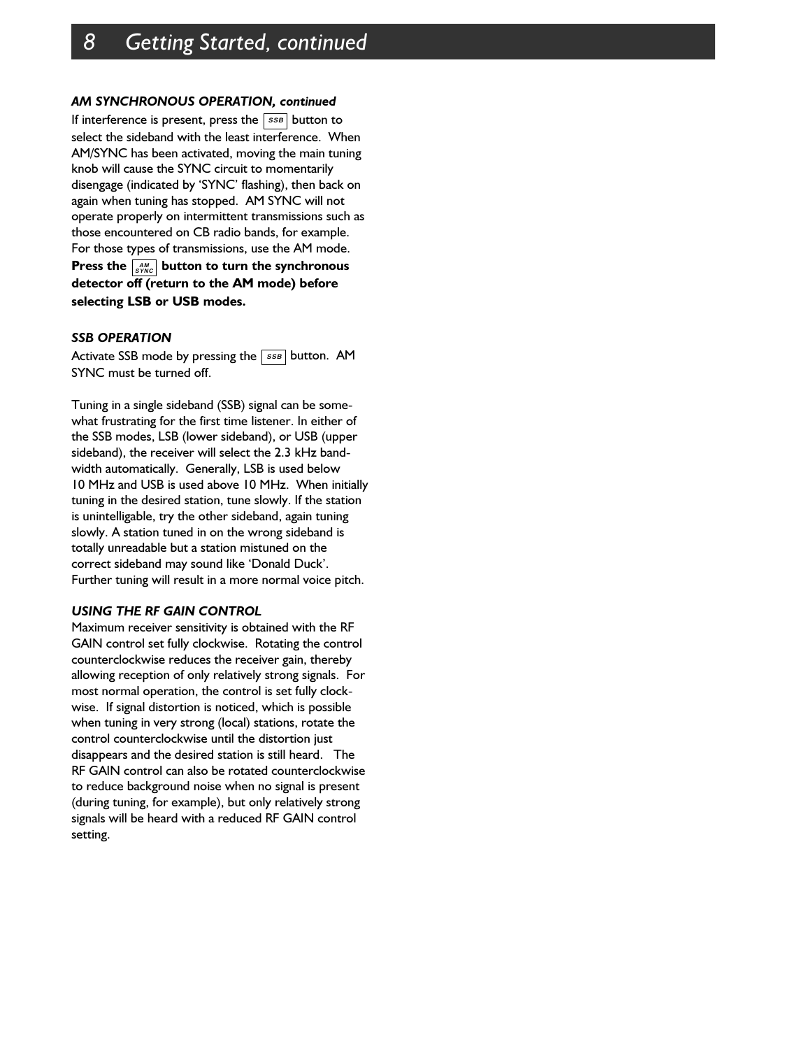### *AM SYNCHRONOUS OPERATION, continued*

If interference is present, press the SSB button to select the sideband with the least interference. When AM/SYNC has been activated, moving the main tuning knob will cause the SYNC circuit to momentarily disengage (indicated by 'SYNC' flashing), then back on again when tuning has stopped. AM SYNC will not operate properly on intermittent transmissions such as those encountered on CB radio bands, for example. For those types of transmissions, use the AM mode. **Press the AM SYNC button to turn the synchronous detector off (return to the AM mode) before selecting LSB or USB modes.**

### *SSB OPERATION*

Activate SSB mode by pressing the SSB button. AM SYNC must be turned off.

Tuning in a single sideband (SSB) signal can be somewhat frustrating for the first time listener. In either of the SSB modes, LSB (lower sideband), or USB (upper sideband), the receiver will select the 2.3 kHz bandwidth automatically. Generally, LSB is used below 10 MHz and USB is used above 10 MHz. When initially tuning in the desired station, tune slowly. If the station is unintelligable, try the other sideband, again tuning slowly. A station tuned in on the wrong sideband is totally unreadable but a station mistuned on the correct sideband may sound like 'Donald Duck'. Further tuning will result in a more normal voice pitch.

### *USING THE RF GAIN CONTROL*

Maximum receiver sensitivity is obtained with the RF GAIN control set fully clockwise. Rotating the control counterclockwise reduces the receiver gain, thereby allowing reception of only relatively strong signals. For most normal operation, the control is set fully clockwise. If signal distortion is noticed, which is possible when tuning in very strong (local) stations, rotate the control counterclockwise until the distortion just disappears and the desired station is still heard. The RF GAIN control can also be rotated counterclockwise to reduce background noise when no signal is present (during tuning, for example), but only relatively strong signals will be heard with a reduced RF GAIN control setting.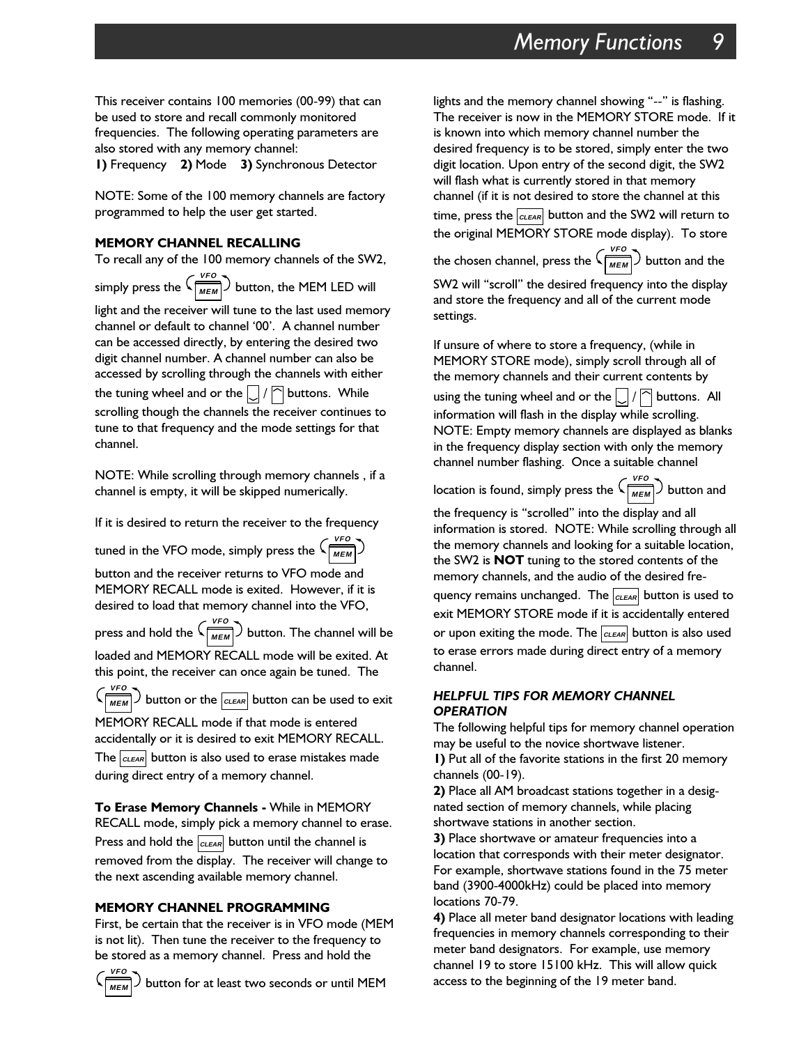This receiver contains 100 memories (00-99) that can be used to store and recall commonly monitored frequencies. The following operating parameters are also stored with any memory channel:
**1)** Frequency **2)** Mode **3)** Synchronous Detector

NOTE: Some of the 100 memory channels are factory programmed to help the user get started.

**MEMORY CHANNEL RECALLING**
To recall any of the 100 memory channels of the SW2, simply press the VFO/MEM button, the MEM LED will light and the receiver will tune to the last used memory channel or default to channel '00'. A channel number can be accessed directly, by entering the desired two digit channel number. A channel number can also be accessed by scrolling through the channels with either the tuning wheel and or the ⌄ / ⌃ buttons. While scrolling though the channels the receiver continues to tune to that frequency and the mode settings for that channel.

NOTE: While scrolling through memory channels , if a channel is empty, it will be skipped numerically.

If it is desired to return the receiver to the frequency tuned in the VFO mode, simply press the VFO/MEM button and the receiver returns to VFO mode and MEMORY RECALL mode is exited. However, if it is desired to load that memory channel into the VFO, press and hold the VFO/MEM button. The channel will be loaded and MEMORY RECALL mode will be exited. At this point, the receiver can once again be tuned. The VFO/MEM button or the CLEAR button can be used to exit MEMORY RECALL mode if that mode is entered accidentally or it is desired to exit MEMORY RECALL. The CLEAR button is also used to erase mistakes made during direct entry of a memory channel.

**To Erase Memory Channels -** While in MEMORY RECALL mode, simply pick a memory channel to erase. Press and hold the CLEAR button until the channel is removed from the display. The receiver will change to the next ascending available memory channel.

**MEMORY CHANNEL PROGRAMMING**
First, be certain that the receiver is in VFO mode (MEM is not lit). Then tune the receiver to the frequency to be stored as a memory channel. Press and hold the VFO/MEM button for at least two seconds or until MEM lights and the memory channel showing "--" is flashing. The receiver is now in the MEMORY STORE mode. If it is known into which memory channel number the desired frequency is to be stored, simply enter the two digit location. Upon entry of the second digit, the SW2 will flash what is currently stored in that memory channel (if it is not desired to store the channel at this time, press the CLEAR button and the SW2 will return to the original MEMORY STORE mode display). To store the chosen channel, press the VFO/MEM button and the SW2 will "scroll" the desired frequency into the display and store the frequency and all of the current mode settings.

If unsure of where to store a frequency, (while in MEMORY STORE mode), simply scroll through all of the memory channels and their current contents by using the tuning wheel and or the ⌄ / ⌃ buttons. All information will flash in the display while scrolling. NOTE: Empty memory channels are displayed as blanks in the frequency display section with only the memory channel number flashing. Once a suitable channel location is found, simply press the VFO/MEM button and the frequency is "scrolled" into the display and all information is stored. NOTE: While scrolling through all the memory channels and looking for a suitable location, the SW2 is **NOT** tuning to the stored contents of the memory channels, and the audio of the desired frequency remains unchanged. The CLEAR button is used to exit MEMORY STORE mode if it is accidentally entered or upon exiting the mode. The CLEAR button is also used to erase errors made during direct entry of a memory channel.

***HELPFUL TIPS FOR MEMORY CHANNEL OPERATION***
The following helpful tips for memory channel operation may be useful to the novice shortwave listener.
**1)** Put all of the favorite stations in the first 20 memory channels (00-19).
**2)** Place all AM broadcast stations together in a designated section of memory channels, while placing shortwave stations in another section.
**3)** Place shortwave or amateur frequencies into a location that corresponds with their meter designator. For example, shortwave stations found in the 75 meter band (3900-4000kHz) could be placed into memory locations 70-79.
**4)** Place all meter band designator locations with leading frequencies in memory channels corresponding to their meter band designators. For example, use memory channel 19 to store 15100 kHz. This will allow quick access to the beginning of the 19 meter band.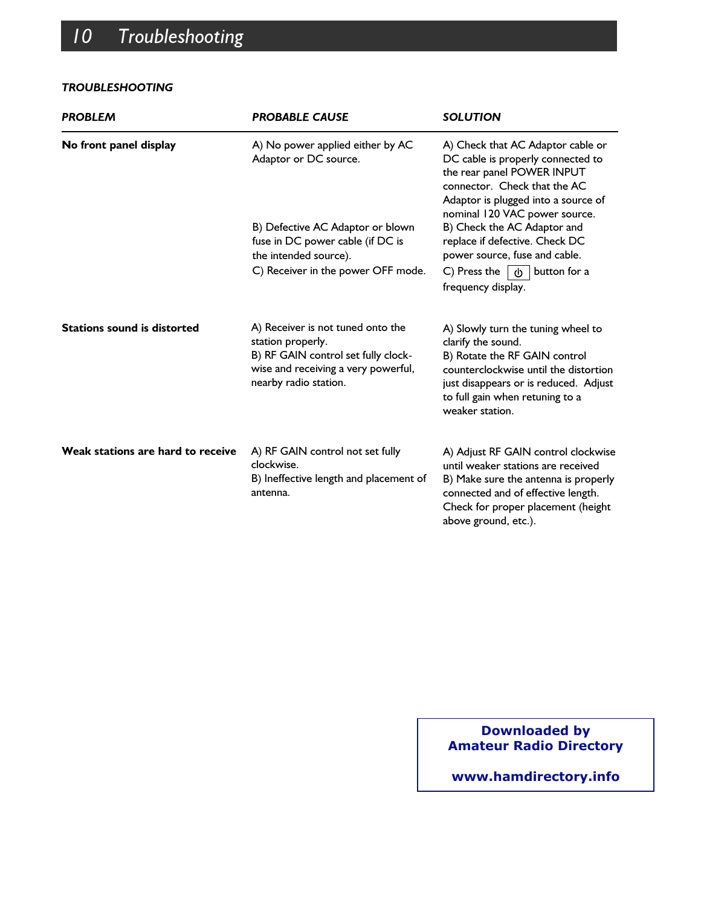# 10 Troubleshooting

***TROUBLESHOOTING***

| ***PROBLEM*** | ***PROBABLE CAUSE*** | ***SOLUTION*** |
|---|---|---|
| **No front panel display** | A) No power applied either by AC Adaptor or DC source. | A) Check that AC Adaptor cable or DC cable is properly connected to the rear panel POWER INPUT connector. Check that the AC Adaptor is plugged into a source of nominal 120 VAC power source. |
| | B) Defective AC Adaptor or blown fuse in DC power cable (if DC is the intended source). | B) Check the AC Adaptor and replace if defective. Check DC power source, fuse and cable. |
| | C) Receiver in the power OFF mode. | C) Press the ⏻ button for a frequency display. |
| **Stations sound is distorted** | A) Receiver is not tuned onto the station properly. | A) Slowly turn the tuning wheel to clarify the sound. |
| | B) RF GAIN control set fully clock-wise and receiving a very powerful, nearby radio station. | B) Rotate the RF GAIN control counterclockwise until the distortion just disappears or is reduced. Adjust to full gain when retuning to a weaker station. |
| **Weak stations are hard to receive** | A) RF GAIN control not set fully clockwise. | A) Adjust RF GAIN control clockwise until weaker stations are received |
| | B) Ineffective length and placement of antenna. | B) Make sure the antenna is properly connected and of effective length. Check for proper placement (height above ground, etc.). |

**Downloaded by**
**Amateur Radio Directory**

**www.hamdirectory.info**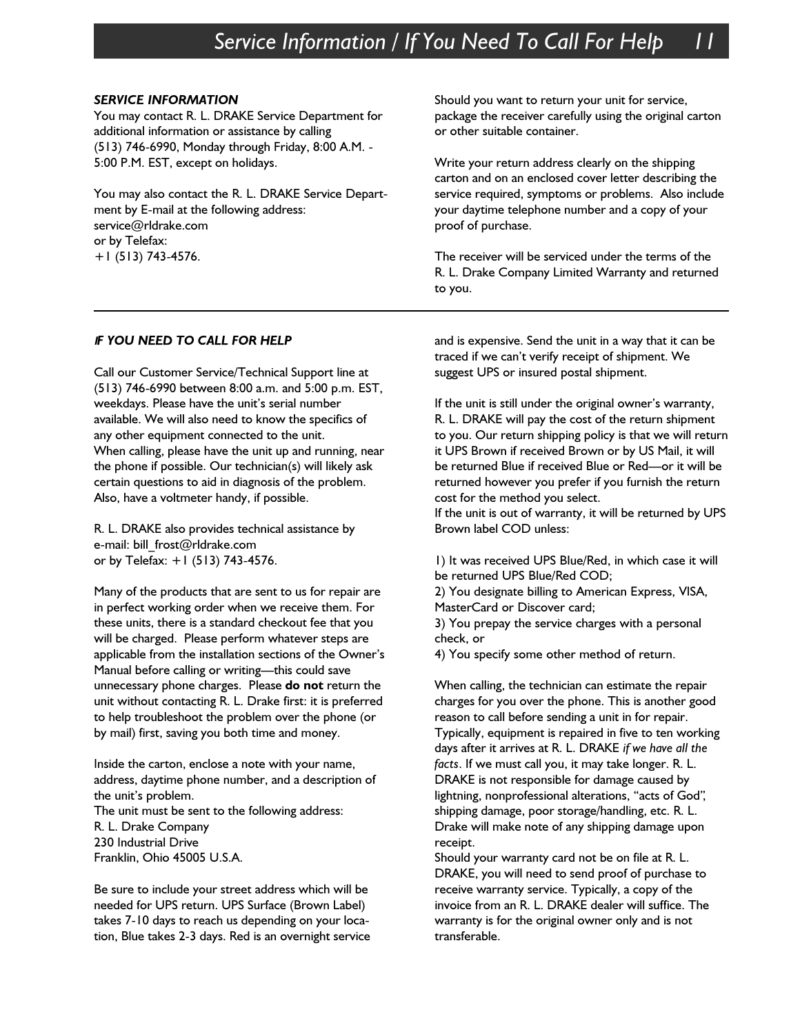### *SERVICE INFORMATION*

You may contact R. L. DRAKE Service Department for additional information or assistance by calling (513) 746-6990, Monday through Friday, 8:00 A.M. - 5:00 P.M. EST, except on holidays.

You may also contact the R. L. DRAKE Service Department by E-mail at the following address:
service@rldrake.com
or by Telefax:
+1 (513) 743-4576.

Should you want to return your unit for service, package the receiver carefully using the original carton or other suitable container.

Write your return address clearly on the shipping carton and on an enclosed cover letter describing the service required, symptoms or problems. Also include your daytime telephone number and a copy of your proof of purchase.

The receiver will be serviced under the terms of the R. L. Drake Company Limited Warranty and returned to you.

---

### *IF YOU NEED TO CALL FOR HELP*

Call our Customer Service/Technical Support line at (513) 746-6990 between 8:00 a.m. and 5:00 p.m. EST, weekdays. Please have the unit's serial number available. We will also need to know the specifics of any other equipment connected to the unit.
When calling, please have the unit up and running, near the phone if possible. Our technician(s) will likely ask certain questions to aid in diagnosis of the problem. Also, have a voltmeter handy, if possible.

R. L. DRAKE also provides technical assistance by e-mail: bill_frost@rldrake.com
or by Telefax: +1 (513) 743-4576.

Many of the products that are sent to us for repair are in perfect working order when we receive them. For these units, there is a standard checkout fee that you will be charged. Please perform whatever steps are applicable from the installation sections of the Owner's Manual before calling or writing—this could save unnecessary phone charges. Please **do not** return the unit without contacting R. L. Drake first: it is preferred to help troubleshoot the problem over the phone (or by mail) first, saving you both time and money.

Inside the carton, enclose a note with your name, address, daytime phone number, and a description of the unit's problem.
The unit must be sent to the following address:
R. L. Drake Company
230 Industrial Drive
Franklin, Ohio 45005 U.S.A.

Be sure to include your street address which will be needed for UPS return. UPS Surface (Brown Label) takes 7-10 days to reach us depending on your location, Blue takes 2-3 days. Red is an overnight service and is expensive. Send the unit in a way that it can be traced if we can't verify receipt of shipment. We suggest UPS or insured postal shipment.

If the unit is still under the original owner's warranty, R. L. DRAKE will pay the cost of the return shipment to you. Our return shipping policy is that we will return it UPS Brown if received Brown or by US Mail, it will be returned Blue if received Blue or Red—or it will be returned however you prefer if you furnish the return cost for the method you select.
If the unit is out of warranty, it will be returned by UPS Brown label COD unless:

1) It was received UPS Blue/Red, in which case it will be returned UPS Blue/Red COD;
2) You designate billing to American Express, VISA, MasterCard or Discover card;
3) You prepay the service charges with a personal check, or
4) You specify some other method of return.

When calling, the technician can estimate the repair charges for you over the phone. This is another good reason to call before sending a unit in for repair. Typically, equipment is repaired in five to ten working days after it arrives at R. L. DRAKE *if we have all the facts*. If we must call you, it may take longer. R. L. DRAKE is not responsible for damage caused by lightning, nonprofessional alterations, "acts of God", shipping damage, poor storage/handling, etc. R. L. Drake will make note of any shipping damage upon receipt.
Should your warranty card not be on file at R. L. DRAKE, you will need to send proof of purchase to receive warranty service. Typically, a copy of the invoice from an R. L. DRAKE dealer will suffice. The warranty is for the original owner only and is not transferable.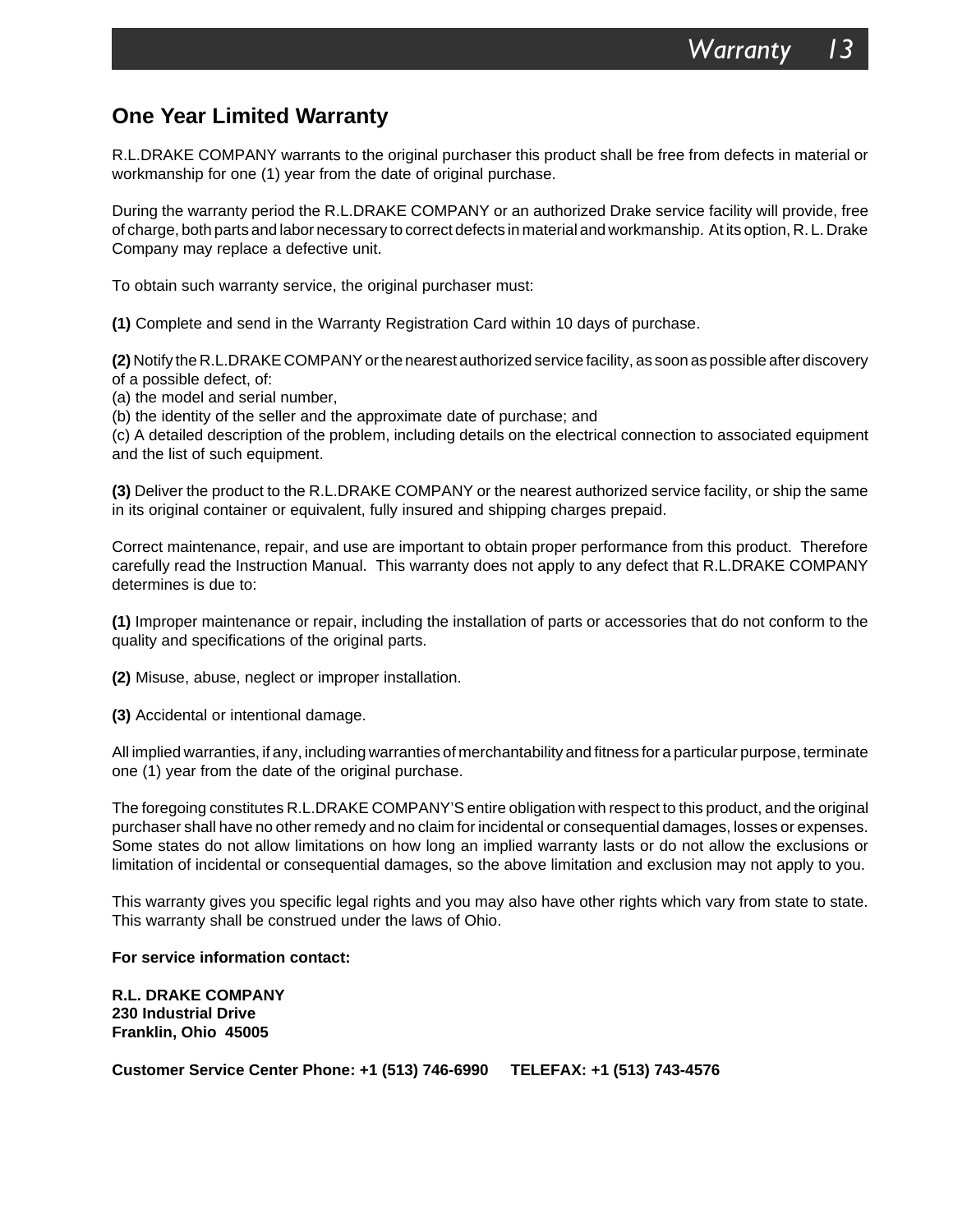# One Year Limited Warranty

R.L.DRAKE COMPANY warrants to the original purchaser this product shall be free from defects in material or workmanship for one (1) year from the date of original purchase.

During the warranty period the R.L.DRAKE COMPANY or an authorized Drake service facility will provide, free of charge, both parts and labor necessary to correct defects in material and workmanship. At its option, R. L. Drake Company may replace a defective unit.

To obtain such warranty service, the original purchaser must:

**(1)** Complete and send in the Warranty Registration Card within 10 days of purchase.

**(2)** Notify the R.L.DRAKE COMPANY or the nearest authorized service facility, as soon as possible after discovery of a possible defect, of:
(a) the model and serial number,
(b) the identity of the seller and the approximate date of purchase; and
(c) A detailed description of the problem, including details on the electrical connection to associated equipment and the list of such equipment.

**(3)** Deliver the product to the R.L.DRAKE COMPANY or the nearest authorized service facility, or ship the same in its original container or equivalent, fully insured and shipping charges prepaid.

Correct maintenance, repair, and use are important to obtain proper performance from this product. Therefore carefully read the Instruction Manual. This warranty does not apply to any defect that R.L.DRAKE COMPANY determines is due to:

**(1)** Improper maintenance or repair, including the installation of parts or accessories that do not conform to the quality and specifications of the original parts.

**(2)** Misuse, abuse, neglect or improper installation.

**(3)** Accidental or intentional damage.

All implied warranties, if any, including warranties of merchantability and fitness for a particular purpose, terminate one (1) year from the date of the original purchase.

The foregoing constitutes R.L.DRAKE COMPANY'S entire obligation with respect to this product, and the original purchaser shall have no other remedy and no claim for incidental or consequential damages, losses or expenses. Some states do not allow limitations on how long an implied warranty lasts or do not allow the exclusions or limitation of incidental or consequential damages, so the above limitation and exclusion may not apply to you.

This warranty gives you specific legal rights and you may also have other rights which vary from state to state. This warranty shall be construed under the laws of Ohio.

**For service information contact:**

**R.L. DRAKE COMPANY**
**230 Industrial Drive**
**Franklin, Ohio 45005**

**Customer Service Center Phone: +1 (513) 746-6990 TELEFAX: +1 (513) 743-4576**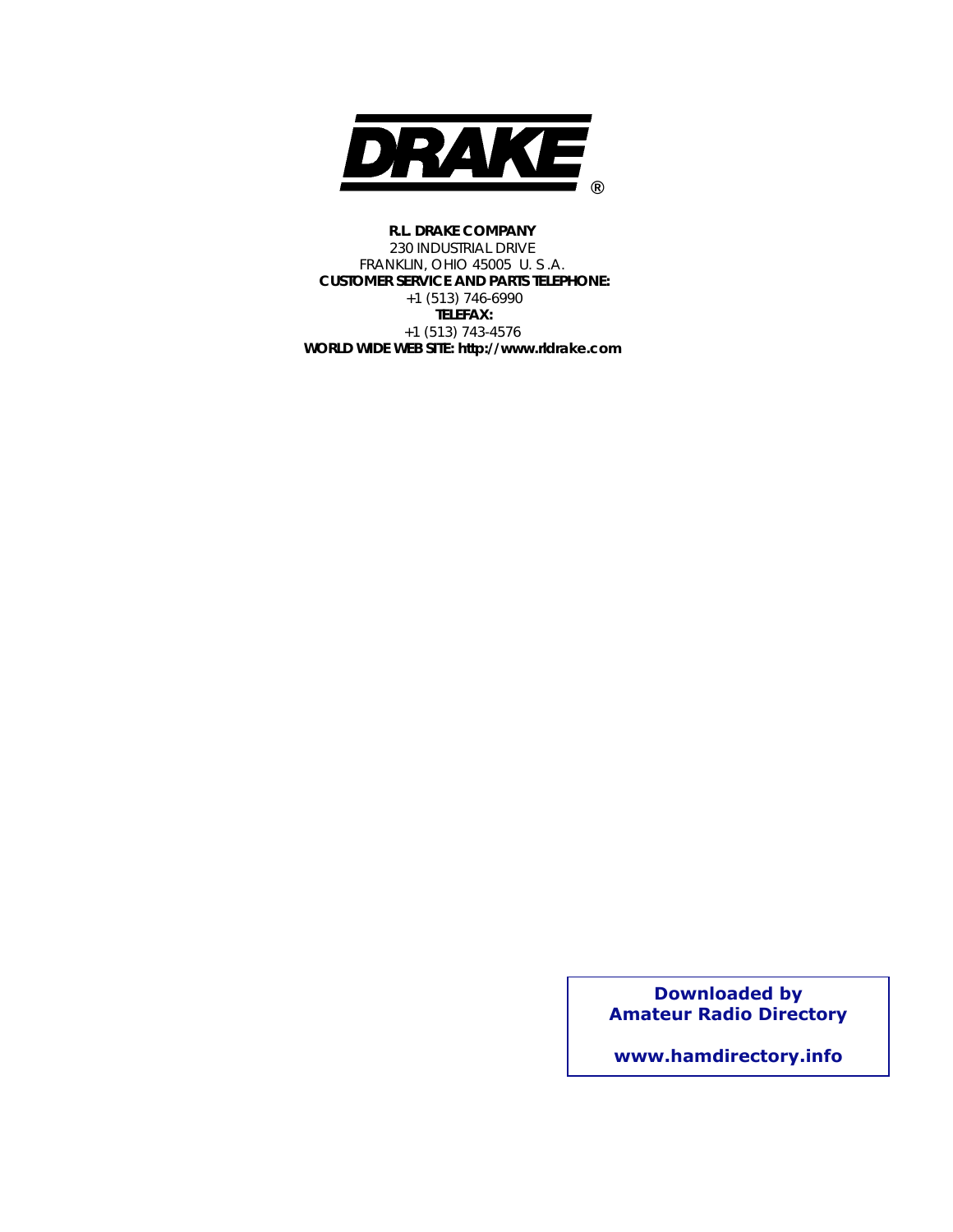DRAKE®

**R.L. DRAKE COMPANY**
230 INDUSTRIAL DRIVE
FRANKLIN, OHIO 45005 U. S .A.
**CUSTOMER SERVICE AND PARTS TELEPHONE:**
+1 (513) 746-6990
**TELEFAX:**
+1 (513) 743-4576
**WORLD WIDE WEB SITE: http://www.rldrake.com**

**Downloaded by**
**Amateur Radio Directory**

**www.hamdirectory.info**